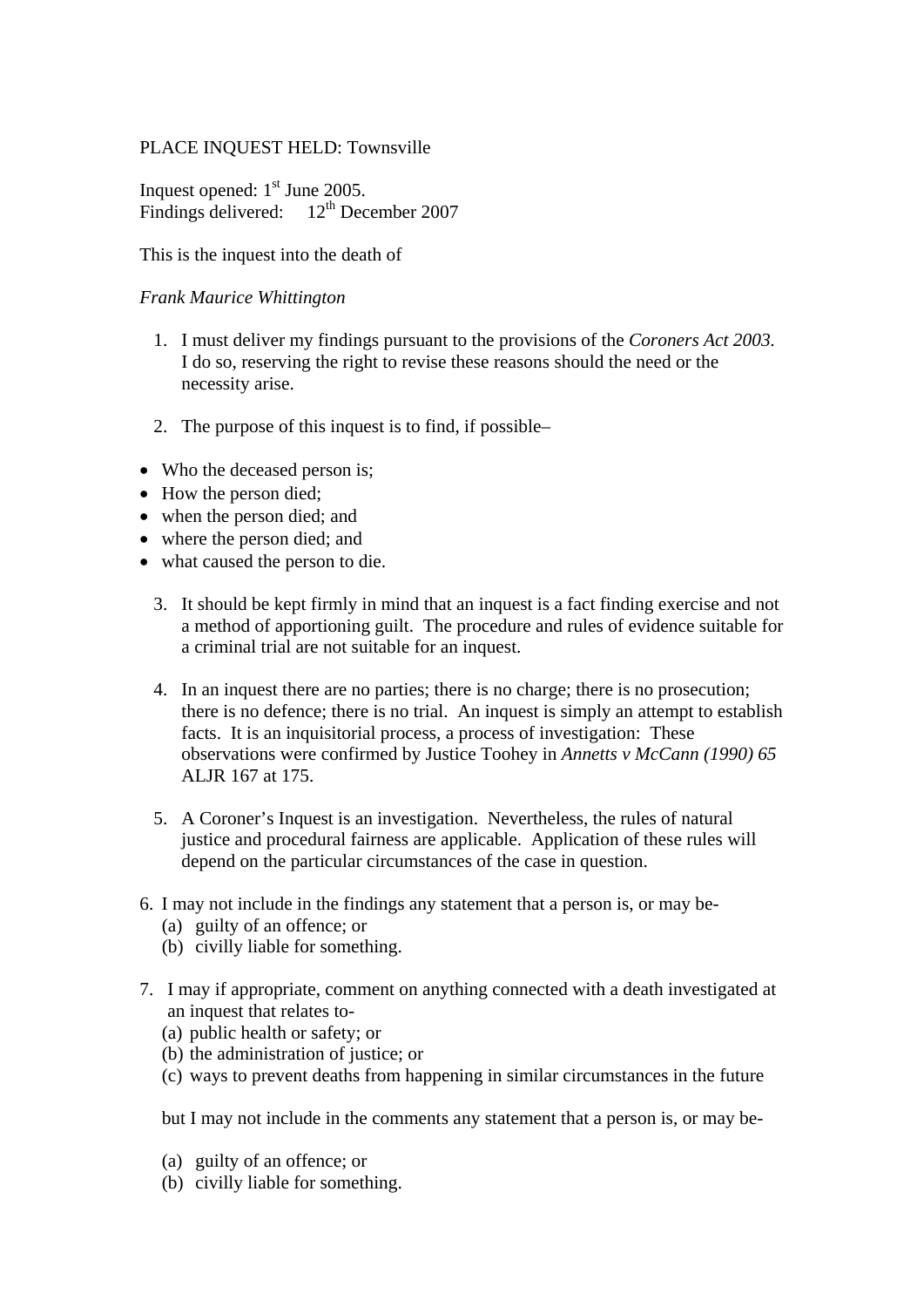PLACE INQUEST HELD: Townsville

Inquest opened: 1st June 2005.
Findings delivered: 12th December 2007

This is the inquest into the death of

*Frank Maurice Whittington*

1. I must deliver my findings pursuant to the provisions of the *Coroners Act 2003.* I do so, reserving the right to revise these reasons should the need or the necessity arise.

2. The purpose of this inquest is to find, if possible–

- Who the deceased person is;
- How the person died;
- when the person died; and
- where the person died; and
- what caused the person to die.

3. It should be kept firmly in mind that an inquest is a fact finding exercise and not a method of apportioning guilt. The procedure and rules of evidence suitable for a criminal trial are not suitable for an inquest.

4. In an inquest there are no parties; there is no charge; there is no prosecution; there is no defence; there is no trial. An inquest is simply an attempt to establish facts. It is an inquisitorial process, a process of investigation: These observations were confirmed by Justice Toohey in *Annetts v McCann (1990) 65* ALJR 167 at 175.

5. A Coroner's Inquest is an investigation. Nevertheless, the rules of natural justice and procedural fairness are applicable. Application of these rules will depend on the particular circumstances of the case in question.

6. I may not include in the findings any statement that a person is, or may be-
   (a) guilty of an offence; or
   (b) civilly liable for something.

7. I may if appropriate, comment on anything connected with a death investigated at an inquest that relates to-
   (a) public health or safety; or
   (b) the administration of justice; or
   (c) ways to prevent deaths from happening in similar circumstances in the future

   but I may not include in the comments any statement that a person is, or may be-

   (a) guilty of an offence; or
   (b) civilly liable for something.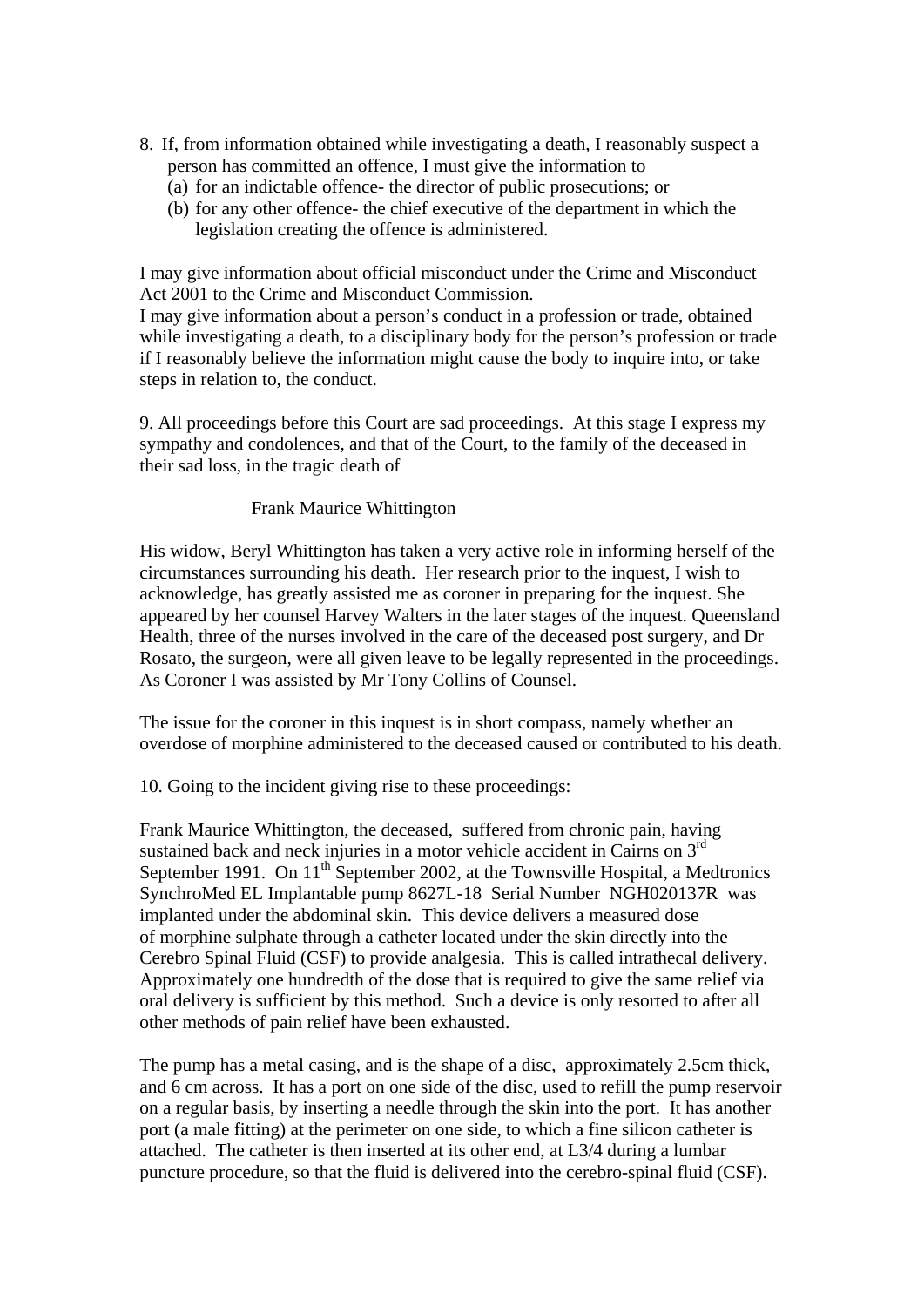8. If, from information obtained while investigating a death, I reasonably suspect a person has committed an offence, I must give the information to
   (a) for an indictable offence- the director of public prosecutions; or
   (b) for any other offence- the chief executive of the department in which the legislation creating the offence is administered.

I may give information about official misconduct under the Crime and Misconduct Act 2001 to the Crime and Misconduct Commission.
I may give information about a person's conduct in a profession or trade, obtained while investigating a death, to a disciplinary body for the person's profession or trade if I reasonably believe the information might cause the body to inquire into, or take steps in relation to, the conduct.

9. All proceedings before this Court are sad proceedings. At this stage I express my sympathy and condolences, and that of the Court, to the family of the deceased in their sad loss, in the tragic death of

Frank Maurice Whittington

His widow, Beryl Whittington has taken a very active role in informing herself of the circumstances surrounding his death. Her research prior to the inquest, I wish to acknowledge, has greatly assisted me as coroner in preparing for the inquest. She appeared by her counsel Harvey Walters in the later stages of the inquest. Queensland Health, three of the nurses involved in the care of the deceased post surgery, and Dr Rosato, the surgeon, were all given leave to be legally represented in the proceedings. As Coroner I was assisted by Mr Tony Collins of Counsel.

The issue for the coroner in this inquest is in short compass, namely whether an overdose of morphine administered to the deceased caused or contributed to his death.

10. Going to the incident giving rise to these proceedings:

Frank Maurice Whittington, the deceased, suffered from chronic pain, having sustained back and neck injuries in a motor vehicle accident in Cairns on 3rd September 1991. On 11th September 2002, at the Townsville Hospital, a Medtronics SynchroMed EL Implantable pump 8627L-18 Serial Number NGH020137R was implanted under the abdominal skin. This device delivers a measured dose of morphine sulphate through a catheter located under the skin directly into the Cerebro Spinal Fluid (CSF) to provide analgesia. This is called intrathecal delivery. Approximately one hundredth of the dose that is required to give the same relief via oral delivery is sufficient by this method. Such a device is only resorted to after all other methods of pain relief have been exhausted.

The pump has a metal casing, and is the shape of a disc, approximately 2.5cm thick, and 6 cm across. It has a port on one side of the disc, used to refill the pump reservoir on a regular basis, by inserting a needle through the skin into the port. It has another port (a male fitting) at the perimeter on one side, to which a fine silicon catheter is attached. The catheter is then inserted at its other end, at L3/4 during a lumbar puncture procedure, so that the fluid is delivered into the cerebro-spinal fluid (CSF).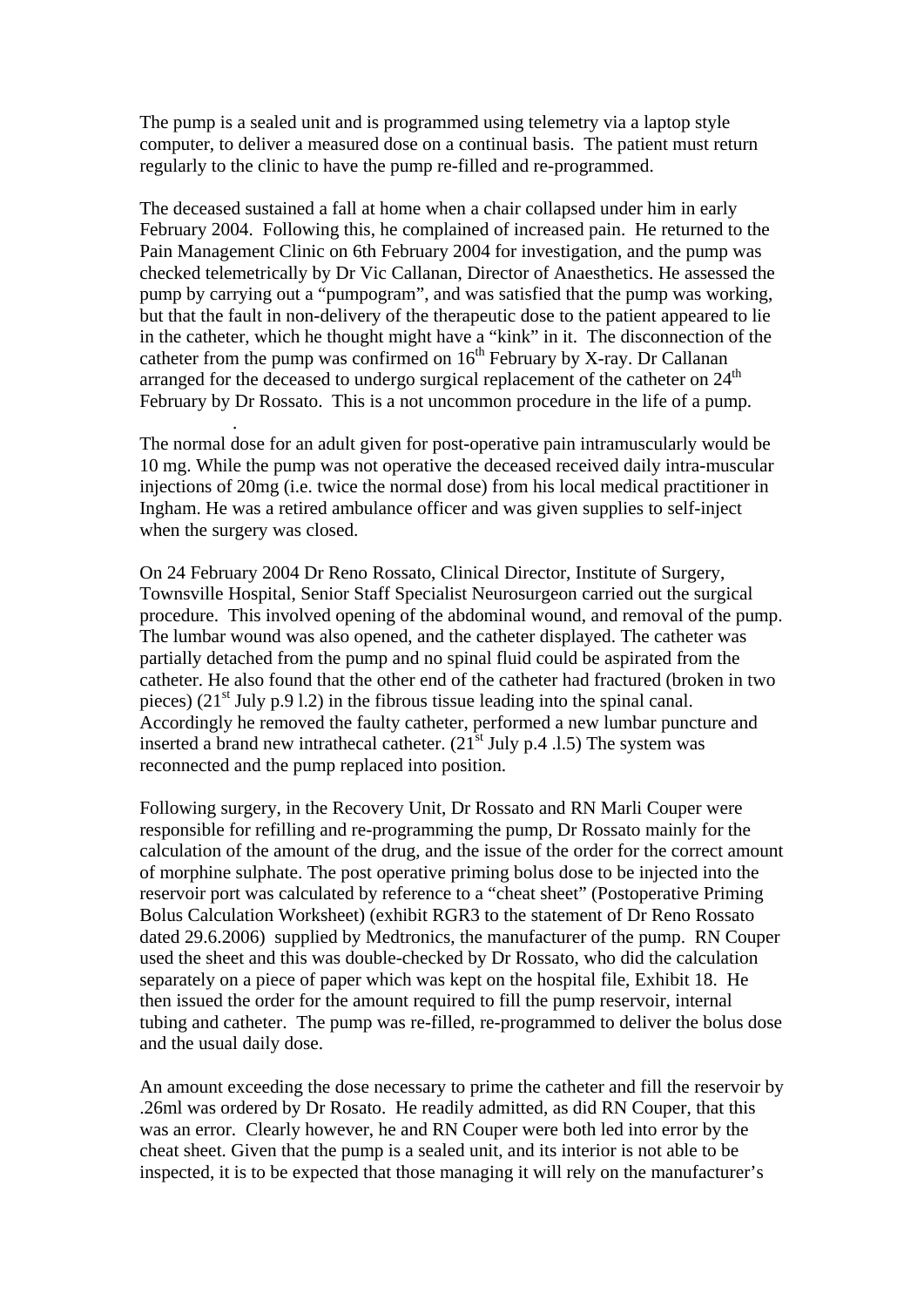The pump is a sealed unit and is programmed using telemetry via a laptop style computer, to deliver a measured dose on a continual basis. The patient must return regularly to the clinic to have the pump re-filled and re-programmed.

The deceased sustained a fall at home when a chair collapsed under him in early February 2004. Following this, he complained of increased pain. He returned to the Pain Management Clinic on 6th February 2004 for investigation, and the pump was checked telemetrically by Dr Vic Callanan, Director of Anaesthetics. He assessed the pump by carrying out a "pumpogram", and was satisfied that the pump was working, but that the fault in non-delivery of the therapeutic dose to the patient appeared to lie in the catheter, which he thought might have a "kink" in it. The disconnection of the catheter from the pump was confirmed on 16th February by X-ray. Dr Callanan arranged for the deceased to undergo surgical replacement of the catheter on 24th February by Dr Rossato. This is a not uncommon procedure in the life of a pump.

.

The normal dose for an adult given for post-operative pain intramuscularly would be 10 mg. While the pump was not operative the deceased received daily intra-muscular injections of 20mg (i.e. twice the normal dose) from his local medical practitioner in Ingham. He was a retired ambulance officer and was given supplies to self-inject when the surgery was closed.

On 24 February 2004 Dr Reno Rossato, Clinical Director, Institute of Surgery, Townsville Hospital, Senior Staff Specialist Neurosurgeon carried out the surgical procedure. This involved opening of the abdominal wound, and removal of the pump. The lumbar wound was also opened, and the catheter displayed. The catheter was partially detached from the pump and no spinal fluid could be aspirated from the catheter. He also found that the other end of the catheter had fractured (broken in two pieces) (21st July p.9 l.2) in the fibrous tissue leading into the spinal canal. Accordingly he removed the faulty catheter, performed a new lumbar puncture and inserted a brand new intrathecal catheter. (21st July p.4 .l.5) The system was reconnected and the pump replaced into position.

Following surgery, in the Recovery Unit, Dr Rossato and RN Marli Couper were responsible for refilling and re-programming the pump, Dr Rossato mainly for the calculation of the amount of the drug, and the issue of the order for the correct amount of morphine sulphate. The post operative priming bolus dose to be injected into the reservoir port was calculated by reference to a "cheat sheet" (Postoperative Priming Bolus Calculation Worksheet) (exhibit RGR3 to the statement of Dr Reno Rossato dated 29.6.2006) supplied by Medtronics, the manufacturer of the pump. RN Couper used the sheet and this was double-checked by Dr Rossato, who did the calculation separately on a piece of paper which was kept on the hospital file, Exhibit 18. He then issued the order for the amount required to fill the pump reservoir, internal tubing and catheter. The pump was re-filled, re-programmed to deliver the bolus dose and the usual daily dose.

An amount exceeding the dose necessary to prime the catheter and fill the reservoir by .26ml was ordered by Dr Rosato. He readily admitted, as did RN Couper, that this was an error. Clearly however, he and RN Couper were both led into error by the cheat sheet. Given that the pump is a sealed unit, and its interior is not able to be inspected, it is to be expected that those managing it will rely on the manufacturer's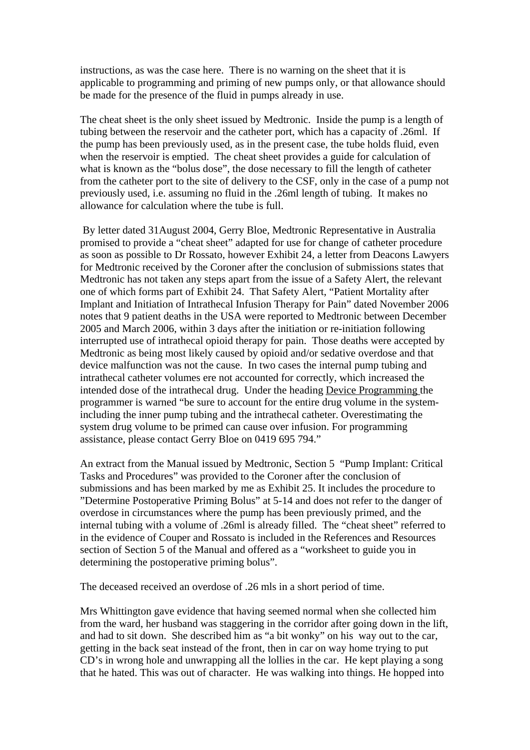instructions, as was the case here.  There is no warning on the sheet that it is applicable to programming and priming of new pumps only, or that allowance should be made for the presence of the fluid in pumps already in use.

The cheat sheet is the only sheet issued by Medtronic.  Inside the pump is a length of tubing between the reservoir and the catheter port, which has a capacity of .26ml.  If the pump has been previously used, as in the present case, the tube holds fluid, even when the reservoir is emptied.  The cheat sheet provides a guide for calculation of what is known as the "bolus dose", the dose necessary to fill the length of catheter from the catheter port to the site of delivery to the CSF, only in the case of a pump not previously used, i.e. assuming no fluid in the .26ml length of tubing.  It makes no allowance for calculation where the tube is full.

By letter dated 31August 2004, Gerry Bloe, Medtronic Representative in Australia promised to provide a "cheat sheet" adapted for use for change of catheter procedure as soon as possible to Dr Rossato, however Exhibit 24, a letter from Deacons Lawyers for Medtronic received by the Coroner after the conclusion of submissions states that Medtronic has not taken any steps apart from the issue of a Safety Alert, the relevant one of which forms part of Exhibit 24.  That Safety Alert, "Patient Mortality after Implant and Initiation of Intrathecal Infusion Therapy for Pain" dated November 2006 notes that 9 patient deaths in the USA were reported to Medtronic between December 2005 and March 2006, within 3 days after the initiation or re-initiation following interrupted use of intrathecal opioid therapy for pain.  Those deaths were accepted by Medtronic as being most likely caused by opioid and/or sedative overdose and that device malfunction was not the cause.  In two cases the internal pump tubing and intrathecal catheter volumes ere not accounted for correctly, which increased the intended dose of the intrathecal drug.  Under the heading <u>Device Programming</u> the programmer is warned "be sure to account for the entire drug volume in the system- including the inner pump tubing and the intrathecal catheter. Overestimating the system drug volume to be primed can cause over infusion. For programming assistance, please contact Gerry Bloe on 0419 695 794."

An extract from the Manual issued by Medtronic, Section 5  "Pump Implant: Critical Tasks and Procedures" was provided to the Coroner after the conclusion of submissions and has been marked by me as Exhibit 25. It includes the procedure to "Determine Postoperative Priming Bolus" at 5-14 and does not refer to the danger of overdose in circumstances where the pump has been previously primed, and the internal tubing with a volume of .26ml is already filled.  The "cheat sheet" referred to in the evidence of Couper and Rossato is included in the References and Resources section of Section 5 of the Manual and offered as a "worksheet to guide you in determining the postoperative priming bolus".

The deceased received an overdose of .26 mls in a short period of time.

Mrs Whittington gave evidence that having seemed normal when she collected him from the ward, her husband was staggering in the corridor after going down in the lift, and had to sit down.  She described him as "a bit wonky" on his  way out to the car, getting in the back seat instead of the front, then in car on way home trying to put CD's in wrong hole and unwrapping all the lollies in the car.  He kept playing a song that he hated. This was out of character.  He was walking into things. He hopped into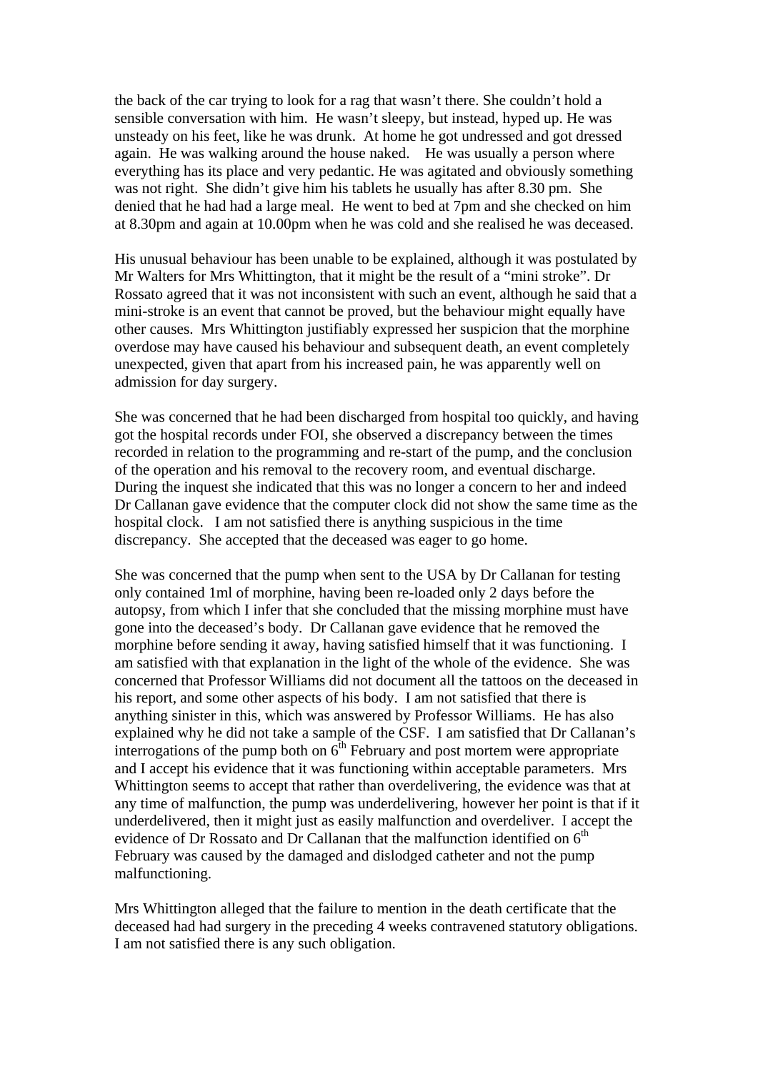the back of the car trying to look for a rag that wasn't there. She couldn't hold a sensible conversation with him. He wasn't sleepy, but instead, hyped up. He was unsteady on his feet, like he was drunk. At home he got undressed and got dressed again. He was walking around the house naked. He was usually a person where everything has its place and very pedantic. He was agitated and obviously something was not right. She didn't give him his tablets he usually has after 8.30 pm. She denied that he had had a large meal. He went to bed at 7pm and she checked on him at 8.30pm and again at 10.00pm when he was cold and she realised he was deceased.

His unusual behaviour has been unable to be explained, although it was postulated by Mr Walters for Mrs Whittington, that it might be the result of a "mini stroke". Dr Rossato agreed that it was not inconsistent with such an event, although he said that a mini-stroke is an event that cannot be proved, but the behaviour might equally have other causes. Mrs Whittington justifiably expressed her suspicion that the morphine overdose may have caused his behaviour and subsequent death, an event completely unexpected, given that apart from his increased pain, he was apparently well on admission for day surgery.

She was concerned that he had been discharged from hospital too quickly, and having got the hospital records under FOI, she observed a discrepancy between the times recorded in relation to the programming and re-start of the pump, and the conclusion of the operation and his removal to the recovery room, and eventual discharge. During the inquest she indicated that this was no longer a concern to her and indeed Dr Callanan gave evidence that the computer clock did not show the same time as the hospital clock. I am not satisfied there is anything suspicious in the time discrepancy. She accepted that the deceased was eager to go home.

She was concerned that the pump when sent to the USA by Dr Callanan for testing only contained 1ml of morphine, having been re-loaded only 2 days before the autopsy, from which I infer that she concluded that the missing morphine must have gone into the deceased's body. Dr Callanan gave evidence that he removed the morphine before sending it away, having satisfied himself that it was functioning. I am satisfied with that explanation in the light of the whole of the evidence. She was concerned that Professor Williams did not document all the tattoos on the deceased in his report, and some other aspects of his body. I am not satisfied that there is anything sinister in this, which was answered by Professor Williams. He has also explained why he did not take a sample of the CSF. I am satisfied that Dr Callanan's interrogations of the pump both on 6th February and post mortem were appropriate and I accept his evidence that it was functioning within acceptable parameters. Mrs Whittington seems to accept that rather than overdelivering, the evidence was that at any time of malfunction, the pump was underdelivering, however her point is that if it underdelivered, then it might just as easily malfunction and overdeliver. I accept the evidence of Dr Rossato and Dr Callanan that the malfunction identified on 6th February was caused by the damaged and dislodged catheter and not the pump malfunctioning.

Mrs Whittington alleged that the failure to mention in the death certificate that the deceased had had surgery in the preceding 4 weeks contravened statutory obligations. I am not satisfied there is any such obligation.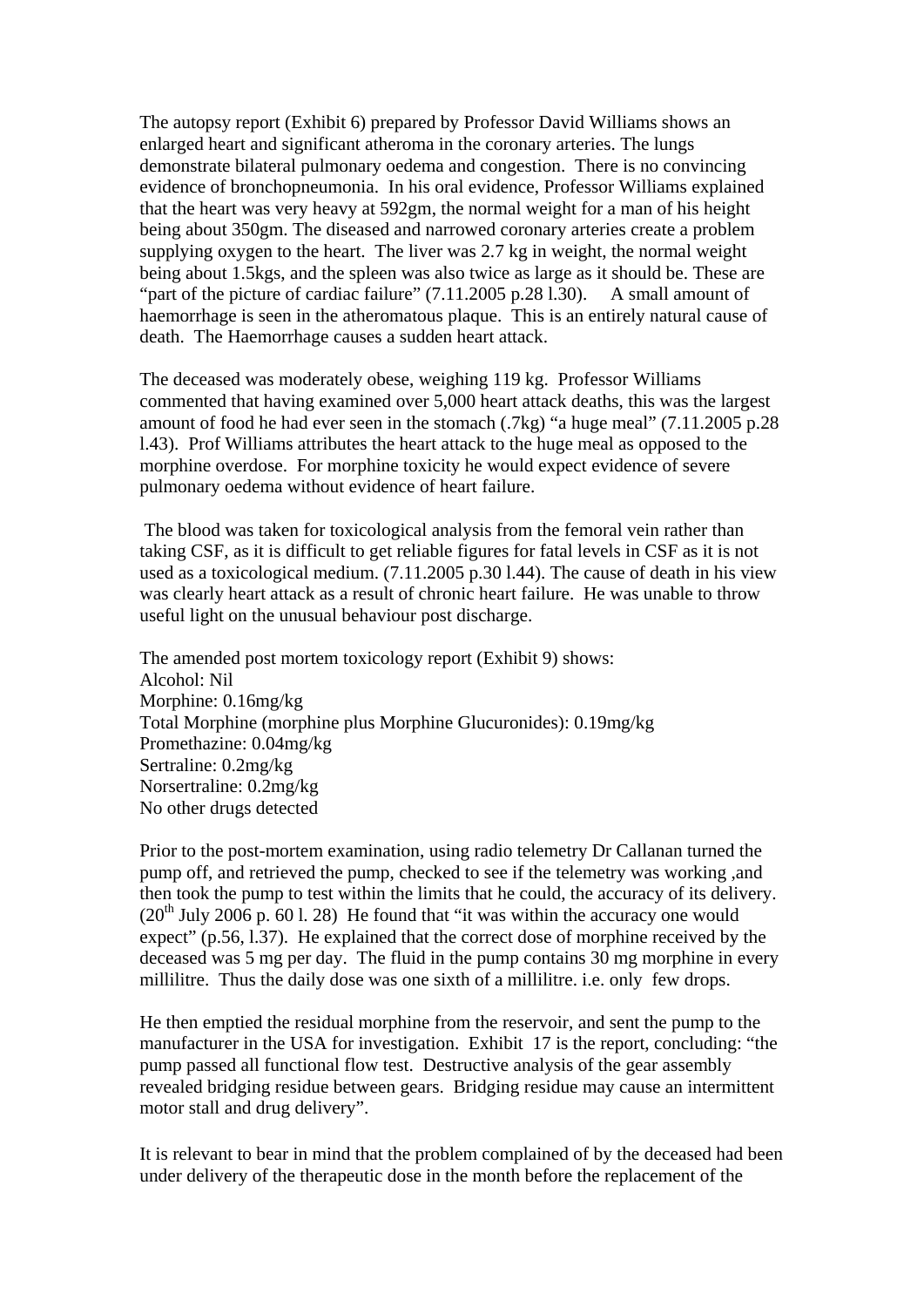The autopsy report (Exhibit 6) prepared by Professor David Williams shows an enlarged heart and significant atheroma in the coronary arteries. The lungs demonstrate bilateral pulmonary oedema and congestion. There is no convincing evidence of bronchopneumonia. In his oral evidence, Professor Williams explained that the heart was very heavy at 592gm, the normal weight for a man of his height being about 350gm. The diseased and narrowed coronary arteries create a problem supplying oxygen to the heart. The liver was 2.7 kg in weight, the normal weight being about 1.5kgs, and the spleen was also twice as large as it should be. These are "part of the picture of cardiac failure" (7.11.2005 p.28 l.30). A small amount of haemorrhage is seen in the atheromatous plaque. This is an entirely natural cause of death. The Haemorrhage causes a sudden heart attack.

The deceased was moderately obese, weighing 119 kg. Professor Williams commented that having examined over 5,000 heart attack deaths, this was the largest amount of food he had ever seen in the stomach (.7kg) "a huge meal" (7.11.2005 p.28 l.43). Prof Williams attributes the heart attack to the huge meal as opposed to the morphine overdose. For morphine toxicity he would expect evidence of severe pulmonary oedema without evidence of heart failure.

The blood was taken for toxicological analysis from the femoral vein rather than taking CSF, as it is difficult to get reliable figures for fatal levels in CSF as it is not used as a toxicological medium. (7.11.2005 p.30 l.44). The cause of death in his view was clearly heart attack as a result of chronic heart failure. He was unable to throw useful light on the unusual behaviour post discharge.

The amended post mortem toxicology report (Exhibit 9) shows:
Alcohol: Nil
Morphine: 0.16mg/kg
Total Morphine (morphine plus Morphine Glucuronides): 0.19mg/kg
Promethazine: 0.04mg/kg
Sertraline: 0.2mg/kg
Norsertraline: 0.2mg/kg
No other drugs detected

Prior to the post-mortem examination, using radio telemetry Dr Callanan turned the pump off, and retrieved the pump, checked to see if the telemetry was working ,and then took the pump to test within the limits that he could, the accuracy of its delivery. (20th July 2006 p. 60 l. 28) He found that "it was within the accuracy one would expect" (p.56, l.37). He explained that the correct dose of morphine received by the deceased was 5 mg per day. The fluid in the pump contains 30 mg morphine in every millilitre. Thus the daily dose was one sixth of a millilitre. i.e. only few drops.

He then emptied the residual morphine from the reservoir, and sent the pump to the manufacturer in the USA for investigation. Exhibit 17 is the report, concluding: "the pump passed all functional flow test. Destructive analysis of the gear assembly revealed bridging residue between gears. Bridging residue may cause an intermittent motor stall and drug delivery".

It is relevant to bear in mind that the problem complained of by the deceased had been under delivery of the therapeutic dose in the month before the replacement of the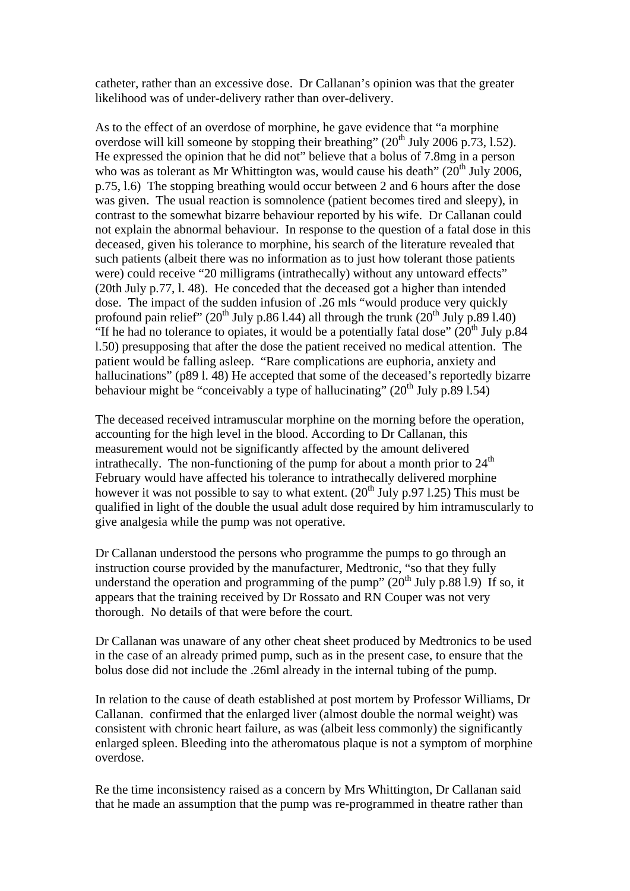catheter, rather than an excessive dose. Dr Callanan's opinion was that the greater likelihood was of under-delivery rather than over-delivery.

As to the effect of an overdose of morphine, he gave evidence that "a morphine overdose will kill someone by stopping their breathing" (20th July 2006 p.73, l.52). He expressed the opinion that he did not" believe that a bolus of 7.8mg in a person who was as tolerant as Mr Whittington was, would cause his death" (20th July 2006, p.75, l.6) The stopping breathing would occur between 2 and 6 hours after the dose was given. The usual reaction is somnolence (patient becomes tired and sleepy), in contrast to the somewhat bizarre behaviour reported by his wife. Dr Callanan could not explain the abnormal behaviour. In response to the question of a fatal dose in this deceased, given his tolerance to morphine, his search of the literature revealed that such patients (albeit there was no information as to just how tolerant those patients were) could receive "20 milligrams (intrathecally) without any untoward effects" (20th July p.77, l. 48). He conceded that the deceased got a higher than intended dose. The impact of the sudden infusion of .26 mls "would produce very quickly profound pain relief" (20th July p.86 l.44) all through the trunk (20th July p.89 l.40) "If he had no tolerance to opiates, it would be a potentially fatal dose" (20th July p.84 l.50) presupposing that after the dose the patient received no medical attention. The patient would be falling asleep. "Rare complications are euphoria, anxiety and hallucinations" (p89 l. 48) He accepted that some of the deceased's reportedly bizarre behaviour might be "conceivably a type of hallucinating" (20th July p.89 l.54)

The deceased received intramuscular morphine on the morning before the operation, accounting for the high level in the blood. According to Dr Callanan, this measurement would not be significantly affected by the amount delivered intrathecally. The non-functioning of the pump for about a month prior to 24th February would have affected his tolerance to intrathecally delivered morphine however it was not possible to say to what extent. (20th July p.97 l.25) This must be qualified in light of the double the usual adult dose required by him intramuscularly to give analgesia while the pump was not operative.

Dr Callanan understood the persons who programme the pumps to go through an instruction course provided by the manufacturer, Medtronic, "so that they fully understand the operation and programming of the pump" (20th July p.88 l.9) If so, it appears that the training received by Dr Rossato and RN Couper was not very thorough. No details of that were before the court.

Dr Callanan was unaware of any other cheat sheet produced by Medtronics to be used in the case of an already primed pump, such as in the present case, to ensure that the bolus dose did not include the .26ml already in the internal tubing of the pump.

In relation to the cause of death established at post mortem by Professor Williams, Dr Callanan. confirmed that the enlarged liver (almost double the normal weight) was consistent with chronic heart failure, as was (albeit less commonly) the significantly enlarged spleen. Bleeding into the atheromatous plaque is not a symptom of morphine overdose.

Re the time inconsistency raised as a concern by Mrs Whittington, Dr Callanan said that he made an assumption that the pump was re-programmed in theatre rather than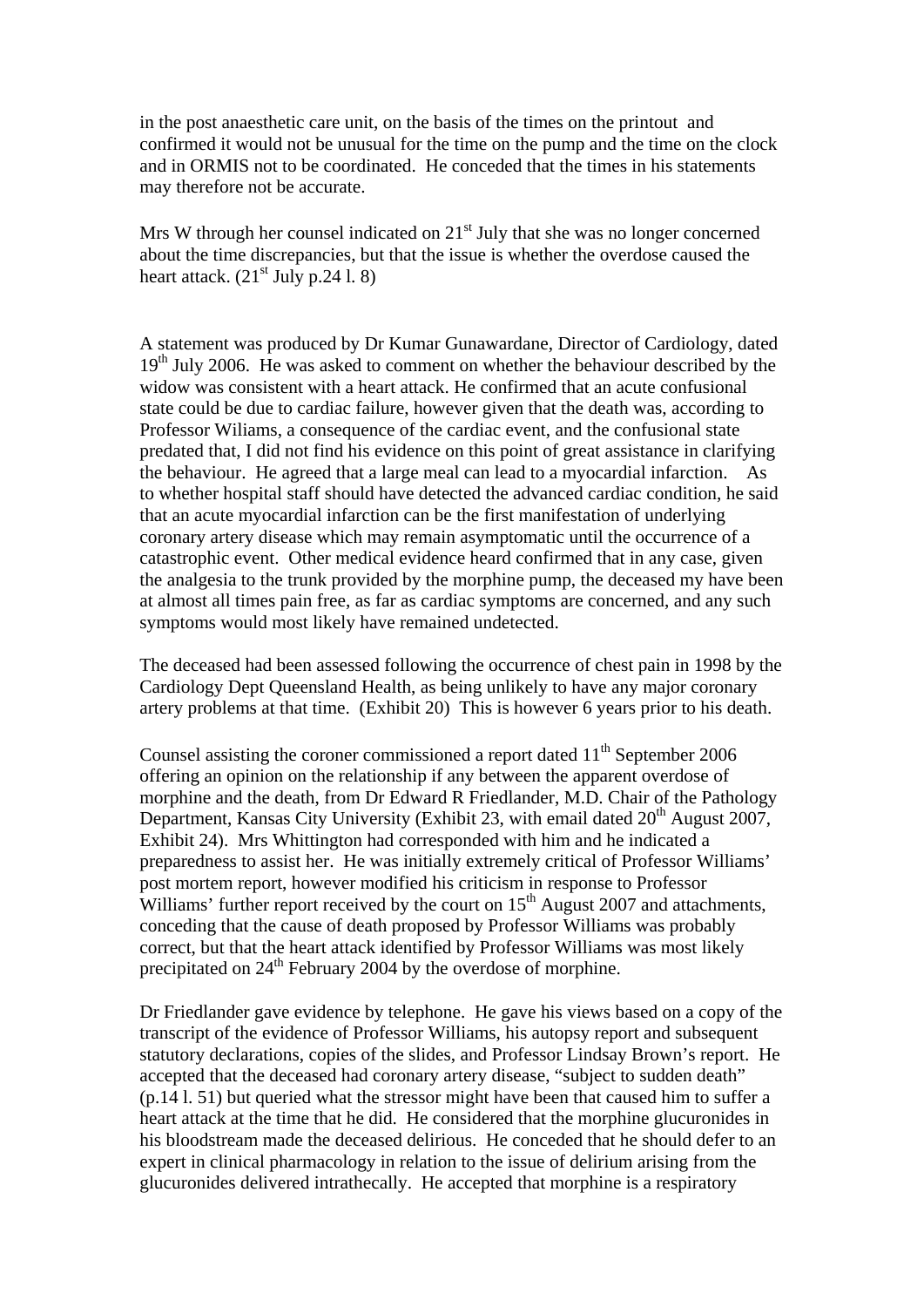in the post anaesthetic care unit, on the basis of the times on the printout and confirmed it would not be unusual for the time on the pump and the time on the clock and in ORMIS not to be coordinated. He conceded that the times in his statements may therefore not be accurate.

Mrs W through her counsel indicated on 21st July that she was no longer concerned about the time discrepancies, but that the issue is whether the overdose caused the heart attack. (21st July p.24 l. 8)

A statement was produced by Dr Kumar Gunawardane, Director of Cardiology, dated 19th July 2006. He was asked to comment on whether the behaviour described by the widow was consistent with a heart attack. He confirmed that an acute confusional state could be due to cardiac failure, however given that the death was, according to Professor Wiliams, a consequence of the cardiac event, and the confusional state predated that, I did not find his evidence on this point of great assistance in clarifying the behaviour. He agreed that a large meal can lead to a myocardial infarction. As to whether hospital staff should have detected the advanced cardiac condition, he said that an acute myocardial infarction can be the first manifestation of underlying coronary artery disease which may remain asymptomatic until the occurrence of a catastrophic event. Other medical evidence heard confirmed that in any case, given the analgesia to the trunk provided by the morphine pump, the deceased my have been at almost all times pain free, as far as cardiac symptoms are concerned, and any such symptoms would most likely have remained undetected.

The deceased had been assessed following the occurrence of chest pain in 1998 by the Cardiology Dept Queensland Health, as being unlikely to have any major coronary artery problems at that time. (Exhibit 20) This is however 6 years prior to his death.

Counsel assisting the coroner commissioned a report dated 11th September 2006 offering an opinion on the relationship if any between the apparent overdose of morphine and the death, from Dr Edward R Friedlander, M.D. Chair of the Pathology Department, Kansas City University (Exhibit 23, with email dated 20th August 2007, Exhibit 24). Mrs Whittington had corresponded with him and he indicated a preparedness to assist her. He was initially extremely critical of Professor Williams' post mortem report, however modified his criticism in response to Professor Williams' further report received by the court on 15th August 2007 and attachments, conceding that the cause of death proposed by Professor Williams was probably correct, but that the heart attack identified by Professor Williams was most likely precipitated on 24th February 2004 by the overdose of morphine.

Dr Friedlander gave evidence by telephone. He gave his views based on a copy of the transcript of the evidence of Professor Williams, his autopsy report and subsequent statutory declarations, copies of the slides, and Professor Lindsay Brown's report. He accepted that the deceased had coronary artery disease, "subject to sudden death" (p.14 l. 51) but queried what the stressor might have been that caused him to suffer a heart attack at the time that he did. He considered that the morphine glucuronides in his bloodstream made the deceased delirious. He conceded that he should defer to an expert in clinical pharmacology in relation to the issue of delirium arising from the glucuronides delivered intrathecally. He accepted that morphine is a respiratory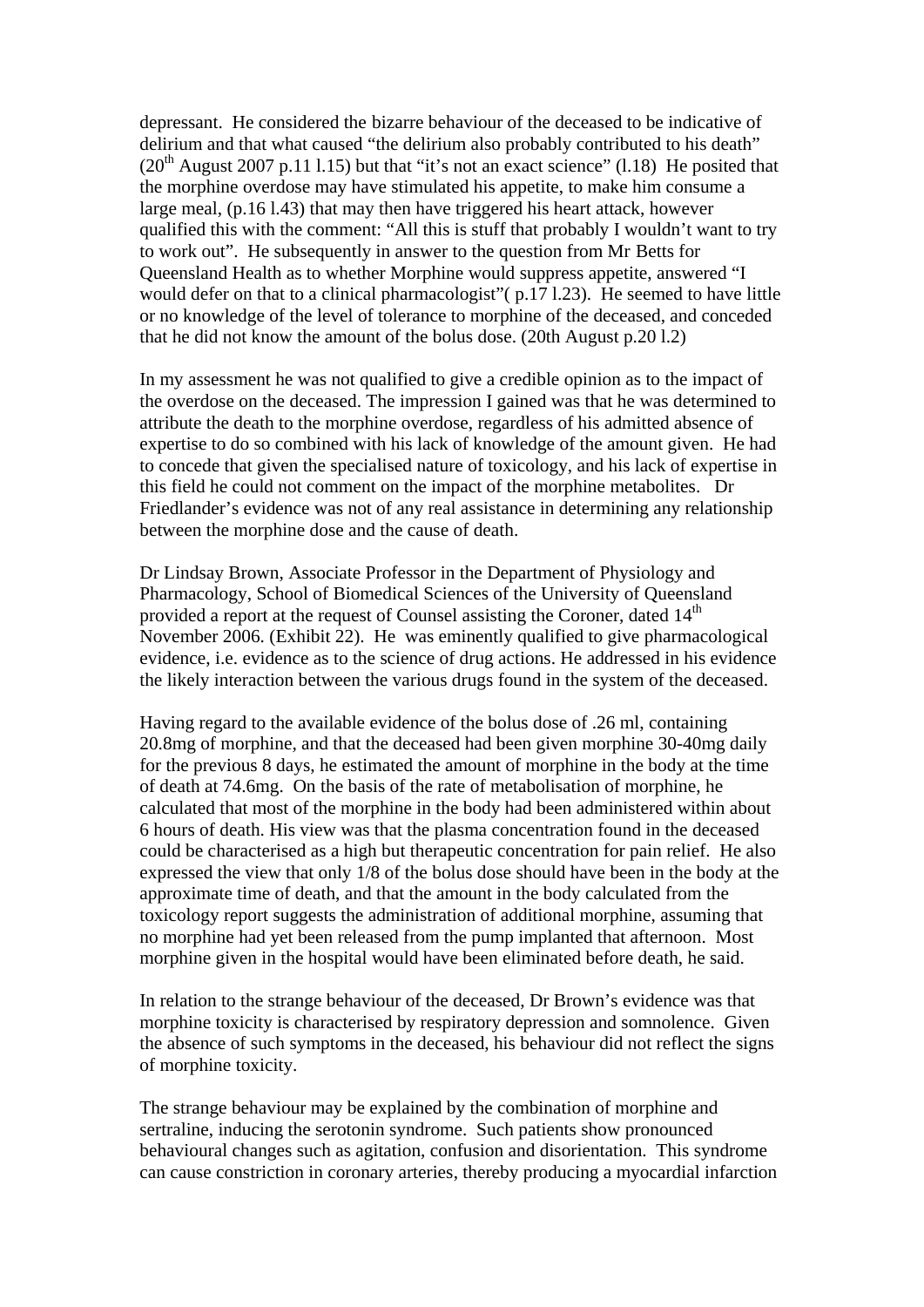depressant. He considered the bizarre behaviour of the deceased to be indicative of delirium and that what caused "the delirium also probably contributed to his death" (20th August 2007 p.11 l.15) but that "it's not an exact science" (l.18) He posited that the morphine overdose may have stimulated his appetite, to make him consume a large meal, (p.16 l.43) that may then have triggered his heart attack, however qualified this with the comment: "All this is stuff that probably I wouldn't want to try to work out". He subsequently in answer to the question from Mr Betts for Queensland Health as to whether Morphine would suppress appetite, answered "I would defer on that to a clinical pharmacologist"( p.17 l.23). He seemed to have little or no knowledge of the level of tolerance to morphine of the deceased, and conceded that he did not know the amount of the bolus dose. (20th August p.20 l.2)

In my assessment he was not qualified to give a credible opinion as to the impact of the overdose on the deceased. The impression I gained was that he was determined to attribute the death to the morphine overdose, regardless of his admitted absence of expertise to do so combined with his lack of knowledge of the amount given. He had to concede that given the specialised nature of toxicology, and his lack of expertise in this field he could not comment on the impact of the morphine metabolites. Dr Friedlander's evidence was not of any real assistance in determining any relationship between the morphine dose and the cause of death.

Dr Lindsay Brown, Associate Professor in the Department of Physiology and Pharmacology, School of Biomedical Sciences of the University of Queensland provided a report at the request of Counsel assisting the Coroner, dated 14th November 2006. (Exhibit 22). He was eminently qualified to give pharmacological evidence, i.e. evidence as to the science of drug actions. He addressed in his evidence the likely interaction between the various drugs found in the system of the deceased.

Having regard to the available evidence of the bolus dose of .26 ml, containing 20.8mg of morphine, and that the deceased had been given morphine 30-40mg daily for the previous 8 days, he estimated the amount of morphine in the body at the time of death at 74.6mg. On the basis of the rate of metabolisation of morphine, he calculated that most of the morphine in the body had been administered within about 6 hours of death. His view was that the plasma concentration found in the deceased could be characterised as a high but therapeutic concentration for pain relief. He also expressed the view that only 1/8 of the bolus dose should have been in the body at the approximate time of death, and that the amount in the body calculated from the toxicology report suggests the administration of additional morphine, assuming that no morphine had yet been released from the pump implanted that afternoon. Most morphine given in the hospital would have been eliminated before death, he said.

In relation to the strange behaviour of the deceased, Dr Brown's evidence was that morphine toxicity is characterised by respiratory depression and somnolence. Given the absence of such symptoms in the deceased, his behaviour did not reflect the signs of morphine toxicity.

The strange behaviour may be explained by the combination of morphine and sertraline, inducing the serotonin syndrome. Such patients show pronounced behavioural changes such as agitation, confusion and disorientation. This syndrome can cause constriction in coronary arteries, thereby producing a myocardial infarction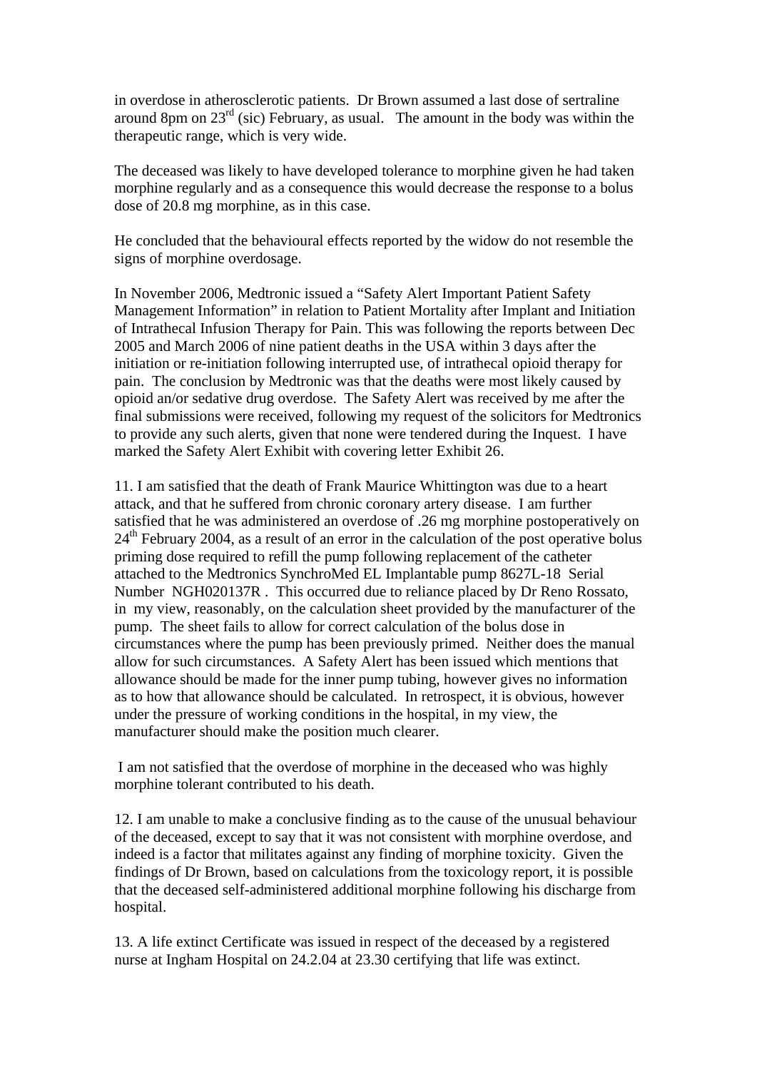in overdose in atherosclerotic patients. Dr Brown assumed a last dose of sertraline around 8pm on 23rd (sic) February, as usual. The amount in the body was within the therapeutic range, which is very wide.

The deceased was likely to have developed tolerance to morphine given he had taken morphine regularly and as a consequence this would decrease the response to a bolus dose of 20.8 mg morphine, as in this case.

He concluded that the behavioural effects reported by the widow do not resemble the signs of morphine overdosage.

In November 2006, Medtronic issued a "Safety Alert Important Patient Safety Management Information" in relation to Patient Mortality after Implant and Initiation of Intrathecal Infusion Therapy for Pain. This was following the reports between Dec 2005 and March 2006 of nine patient deaths in the USA within 3 days after the initiation or re-initiation following interrupted use, of intrathecal opioid therapy for pain. The conclusion by Medtronic was that the deaths were most likely caused by opioid an/or sedative drug overdose. The Safety Alert was received by me after the final submissions were received, following my request of the solicitors for Medtronics to provide any such alerts, given that none were tendered during the Inquest. I have marked the Safety Alert Exhibit with covering letter Exhibit 26.

11. I am satisfied that the death of Frank Maurice Whittington was due to a heart attack, and that he suffered from chronic coronary artery disease. I am further satisfied that he was administered an overdose of .26 mg morphine postoperatively on 24th February 2004, as a result of an error in the calculation of the post operative bolus priming dose required to refill the pump following replacement of the catheter attached to the Medtronics SynchroMed EL Implantable pump 8627L-18 Serial Number NGH020137R . This occurred due to reliance placed by Dr Reno Rossato, in my view, reasonably, on the calculation sheet provided by the manufacturer of the pump. The sheet fails to allow for correct calculation of the bolus dose in circumstances where the pump has been previously primed. Neither does the manual allow for such circumstances. A Safety Alert has been issued which mentions that allowance should be made for the inner pump tubing, however gives no information as to how that allowance should be calculated. In retrospect, it is obvious, however under the pressure of working conditions in the hospital, in my view, the manufacturer should make the position much clearer.

I am not satisfied that the overdose of morphine in the deceased who was highly morphine tolerant contributed to his death.

12. I am unable to make a conclusive finding as to the cause of the unusual behaviour of the deceased, except to say that it was not consistent with morphine overdose, and indeed is a factor that militates against any finding of morphine toxicity. Given the findings of Dr Brown, based on calculations from the toxicology report, it is possible that the deceased self-administered additional morphine following his discharge from hospital.

13. A life extinct Certificate was issued in respect of the deceased by a registered nurse at Ingham Hospital on 24.2.04 at 23.30 certifying that life was extinct.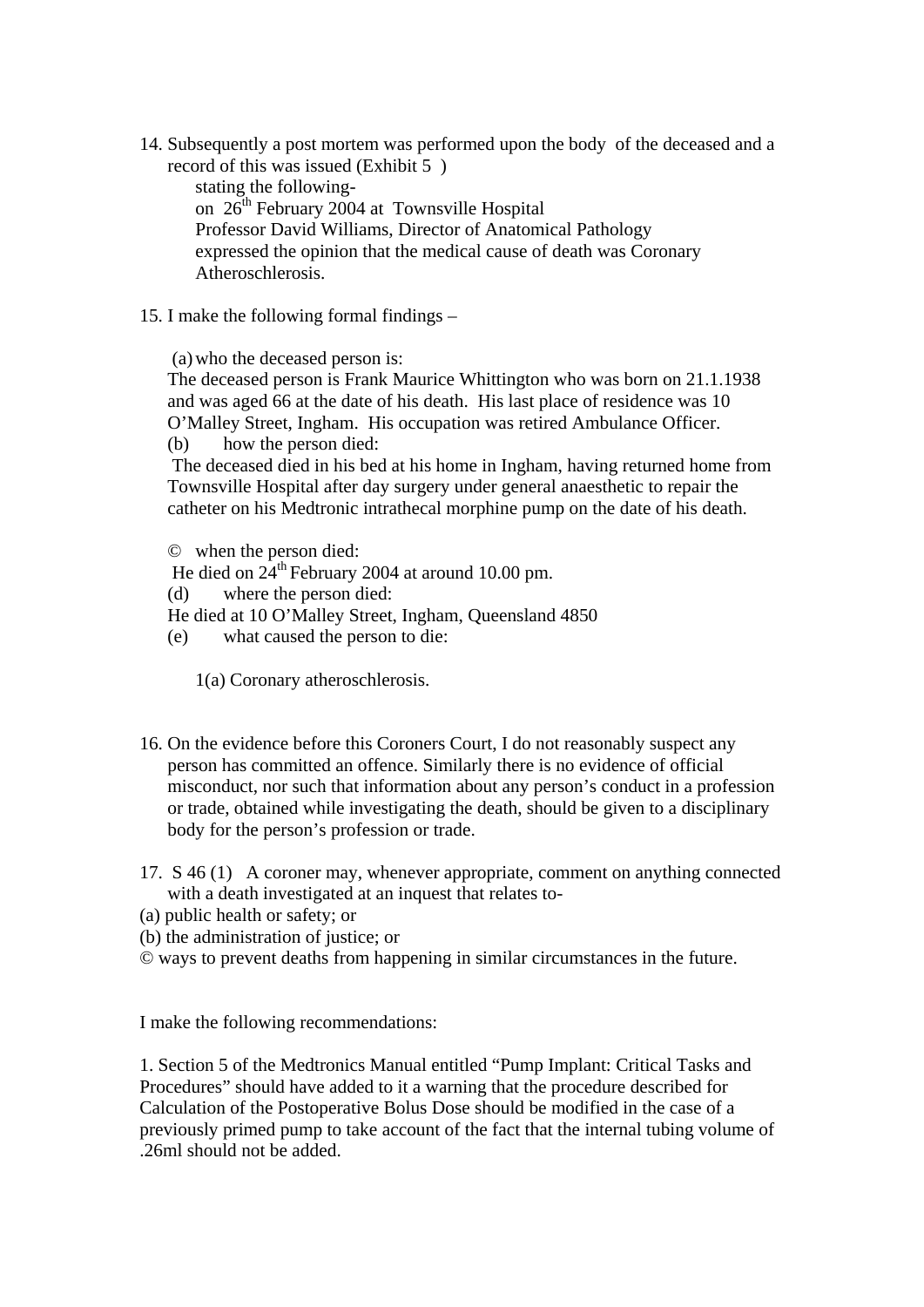14. Subsequently a post mortem was performed upon the body of the deceased and a record of this was issued (Exhibit 5 )

    stating the following-

    on 26th February 2004 at Townsville Hospital

    Professor David Williams, Director of Anatomical Pathology

    expressed the opinion that the medical cause of death was Coronary Atheroschlerosis.

15. I make the following formal findings –

    (a) who the deceased person is:

    The deceased person is Frank Maurice Whittington who was born on 21.1.1938 and was aged 66 at the date of his death. His last place of residence was 10 O'Malley Street, Ingham. His occupation was retired Ambulance Officer.

    (b) how the person died:

    The deceased died in his bed at his home in Ingham, having returned home from Townsville Hospital after day surgery under general anaesthetic to repair the catheter on his Medtronic intrathecal morphine pump on the date of his death.

    © when the person died:

    He died on 24th February 2004 at around 10.00 pm.

    (d) where the person died:

    He died at 10 O'Malley Street, Ingham, Queensland 4850

    (e) what caused the person to die:

    1(a) Coronary atheroschlerosis.

16. On the evidence before this Coroners Court, I do not reasonably suspect any person has committed an offence. Similarly there is no evidence of official misconduct, nor such that information about any person's conduct in a profession or trade, obtained while investigating the death, should be given to a disciplinary body for the person's profession or trade.

17. S 46 (1) A coroner may, whenever appropriate, comment on anything connected with a death investigated at an inquest that relates to-

(a) public health or safety; or

(b) the administration of justice; or

© ways to prevent deaths from happening in similar circumstances in the future.

I make the following recommendations:

1. Section 5 of the Medtronics Manual entitled "Pump Implant: Critical Tasks and Procedures" should have added to it a warning that the procedure described for Calculation of the Postoperative Bolus Dose should be modified in the case of a previously primed pump to take account of the fact that the internal tubing volume of .26ml should not be added.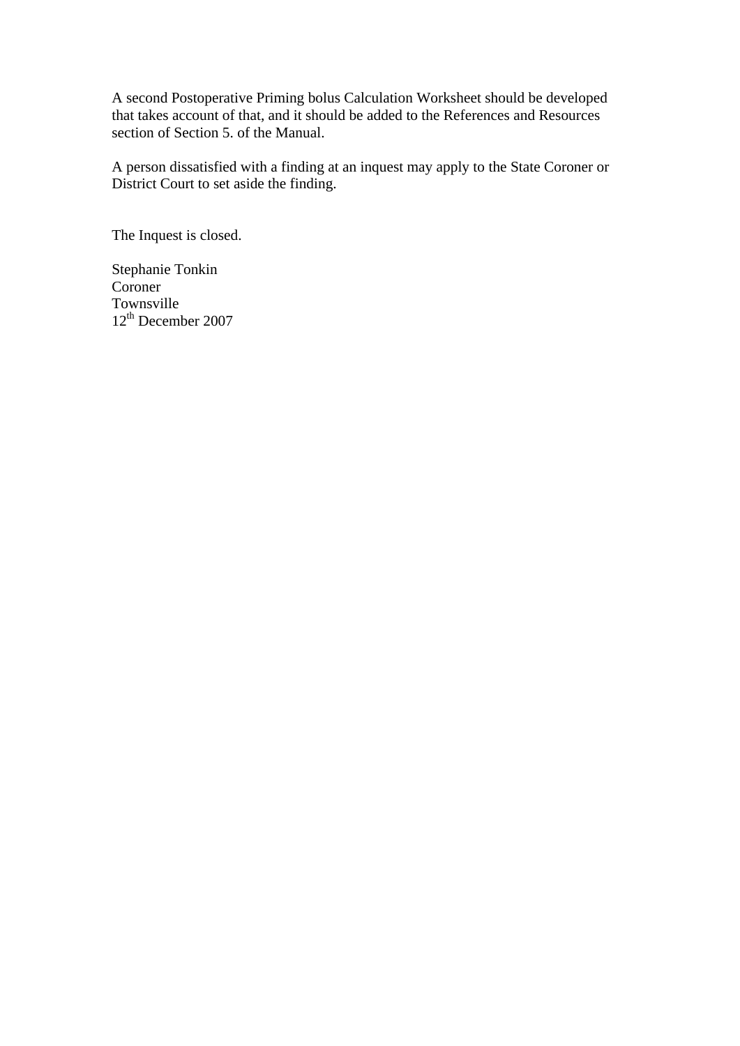A second Postoperative Priming bolus Calculation Worksheet should be developed that takes account of that, and it should be added to the References and Resources section of Section 5. of the Manual.

A person dissatisfied with a finding at an inquest may apply to the State Coroner or District Court to set aside the finding.

The Inquest is closed.

Stephanie Tonkin
Coroner
Townsville
12th December 2007